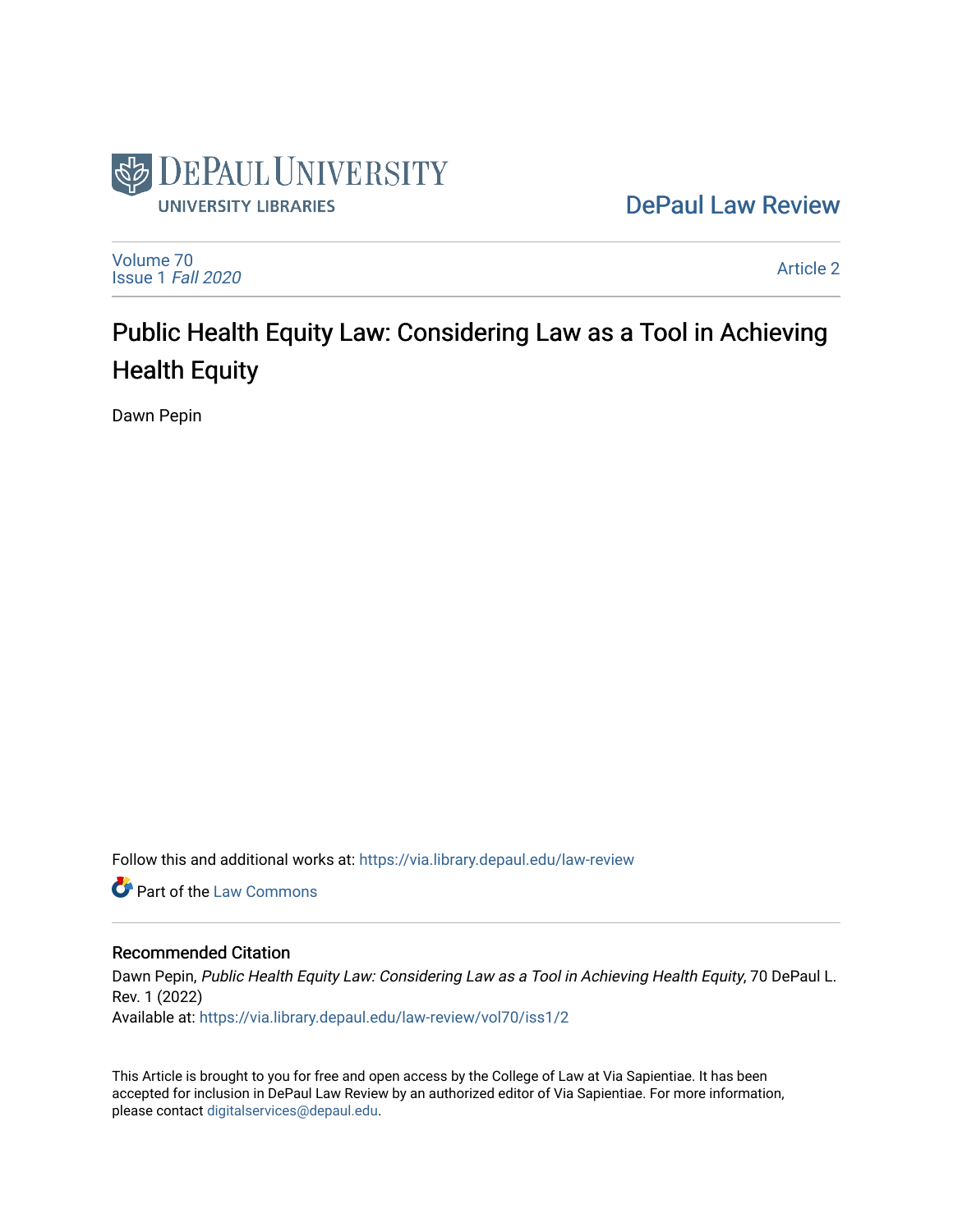DePaul University
UNIVERSITY LIBRARIES

DePaul Law Review

Volume 70
Issue 1 *Fall 2020*

Article 2

# Public Health Equity Law: Considering Law as a Tool in Achieving Health Equity

Dawn Pepin

Follow this and additional works at: https://via.library.depaul.edu/law-review

Part of the Law Commons

## Recommended Citation

Dawn Pepin, *Public Health Equity Law: Considering Law as a Tool in Achieving Health Equity*, 70 DePaul L. Rev. 1 (2022)
Available at: https://via.library.depaul.edu/law-review/vol70/iss1/2

This Article is brought to you for free and open access by the College of Law at Via Sapientiae. It has been accepted for inclusion in DePaul Law Review by an authorized editor of Via Sapientiae. For more information, please contact digitalservices@depaul.edu.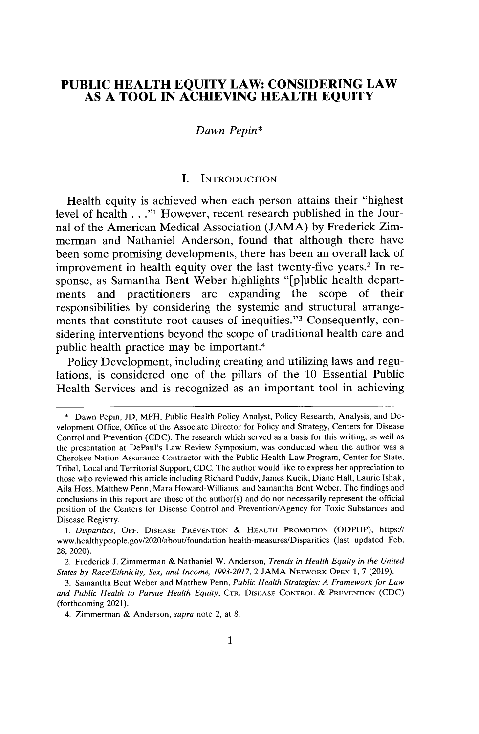# PUBLIC HEALTH EQUITY LAW: CONSIDERING LAW AS A TOOL IN ACHIEVING HEALTH EQUITY

*Dawn Pepin**

## I. Introduction

Health equity is achieved when each person attains their "highest level of health . . ."[1] However, recent research published in the Journal of the American Medical Association (JAMA) by Frederick Zimmerman and Nathaniel Anderson, found that although there have been some promising developments, there has been an overall lack of improvement in health equity over the last twenty-five years.[2] In response, as Samantha Bent Weber highlights "[p]ublic health departments and practitioners are expanding the scope of their responsibilities by considering the systemic and structural arrangements that constitute root causes of inequities."[3] Consequently, considering interventions beyond the scope of traditional health care and public health practice may be important.[4]

Policy Development, including creating and utilizing laws and regulations, is considered one of the pillars of the 10 Essential Public Health Services and is recognized as an important tool in achieving

---

\* Dawn Pepin, JD, MPH, Public Health Policy Analyst, Policy Research, Analysis, and Development Office, Office of the Associate Director for Policy and Strategy, Centers for Disease Control and Prevention (CDC). The research which served as a basis for this writing, as well as the presentation at DePaul's Law Review Symposium, was conducted when the author was a Cherokee Nation Assurance Contractor with the Public Health Law Program, Center for State, Tribal, Local and Territorial Support, CDC. The author would like to express her appreciation to those who reviewed this article including Richard Puddy, James Kucik, Diane Hall, Laurie Ishak, Aila Hoss, Matthew Penn, Mara Howard-Williams, and Samantha Bent Weber. The findings and conclusions in this report are those of the author(s) and do not necessarily represent the official position of the Centers for Disease Control and Prevention/Agency for Toxic Substances and Disease Registry.

1. *Disparities*, Off. Disease Prevention & Health Promotion (ODPHP), https://www.healthypeople.gov/2020/about/foundation-health-measures/Disparities (last updated Feb. 28, 2020).

2. Frederick J. Zimmerman & Nathaniel W. Anderson, *Trends in Health Equity in the United States by Race/Ethnicity, Sex, and Income, 1993-2017*, 2 JAMA Network Open 1, 7 (2019).

3. Samantha Bent Weber and Matthew Penn, *Public Health Strategies: A Framework for Law and Public Health to Pursue Health Equity*, Ctr. Disease Control & Prevention (CDC) (forthcoming 2021).

4. Zimmerman & Anderson, *supra* note 2, at 8.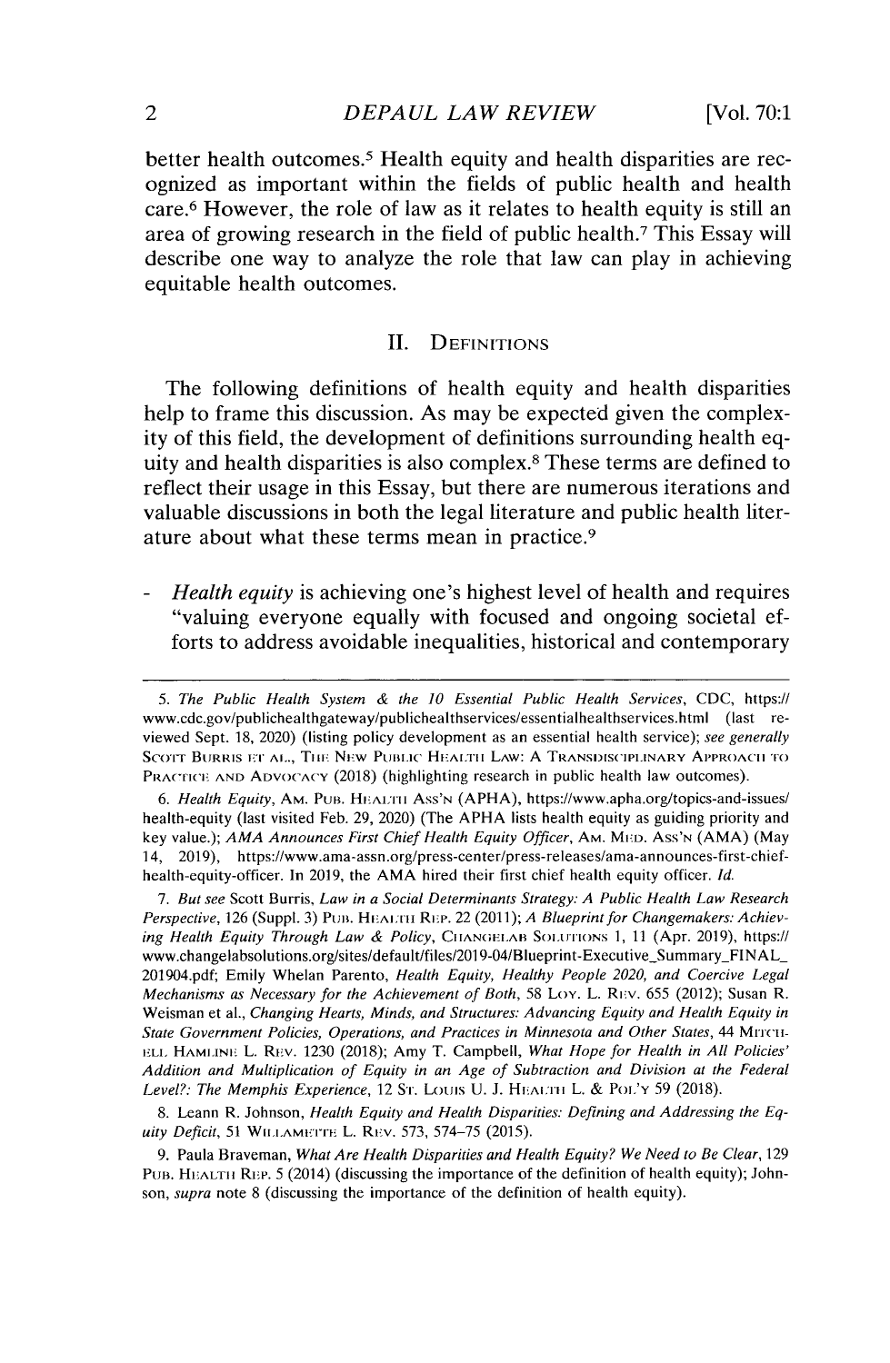better health outcomes.[5] Health equity and health disparities are recognized as important within the fields of public health and health care.[6] However, the role of law as it relates to health equity is still an area of growing research in the field of public health.[7] This Essay will describe one way to analyze the role that law can play in achieving equitable health outcomes.

## II. Definitions

The following definitions of health equity and health disparities help to frame this discussion. As may be expected given the complexity of this field, the development of definitions surrounding health equity and health disparities is also complex.[8] These terms are defined to reflect their usage in this Essay, but there are numerous iterations and valuable discussions in both the legal literature and public health literature about what these terms mean in practice.[9]

- *Health equity* is achieving one's highest level of health and requires "valuing everyone equally with focused and ongoing societal efforts to address avoidable inequalities, historical and contemporary

---

5. *The Public Health System & the 10 Essential Public Health Services*, CDC, https://www.cdc.gov/publichealthgateway/publichealthservices/essentialhealthservices.html (last reviewed Sept. 18, 2020) (listing policy development as an essential health service); *see generally* Scott Burris et al., The New Public Health Law: A Transdisciplinary Approach to Practice and Advocacy (2018) (highlighting research in public health law outcomes).

6. *Health Equity*, Am. Pub. Health Ass'n (APHA), https://www.apha.org/topics-and-issues/health-equity (last visited Feb. 29, 2020) (The APHA lists health equity as guiding priority and key value.); *AMA Announces First Chief Health Equity Officer*, Am. Med. Ass'n (AMA) (May 14, 2019), https://www.ama-assn.org/press-center/press-releases/ama-announces-first-chief-health-equity-officer. In 2019, the AMA hired their first chief health equity officer. *Id.*

7. *But see* Scott Burris, *Law in a Social Determinants Strategy: A Public Health Law Research Perspective*, 126 (Suppl. 3) Pub. Health Rep. 22 (2011); *A Blueprint for Changemakers: Achieving Health Equity Through Law & Policy*, ChangeLab Solutions 1, 11 (Apr. 2019), https://www.changelabsolutions.org/sites/default/files/2019-04/Blueprint-Executive_Summary_FINAL_201904.pdf; Emily Whelan Parento, *Health Equity, Healthy People 2020, and Coercive Legal Mechanisms as Necessary for the Achievement of Both*, 58 Loy. L. Rev. 655 (2012); Susan R. Weisman et al., *Changing Hearts, Minds, and Structures: Advancing Equity and Health Equity in State Government Policies, Operations, and Practices in Minnesota and Other States*, 44 Mitchell Hamline L. Rev. 1230 (2018); Amy T. Campbell, *What Hope for Health in All Policies' Addition and Multiplication of Equity in an Age of Subtraction and Division at the Federal Level?: The Memphis Experience*, 12 St. Louis U. J. Health L. & Pol'y 59 (2018).

8. Leann R. Johnson, *Health Equity and Health Disparities: Defining and Addressing the Equity Deficit*, 51 Willamette L. Rev. 573, 574–75 (2015).

9. Paula Braveman, *What Are Health Disparities and Health Equity? We Need to Be Clear*, 129 Pub. Health Rep. 5 (2014) (discussing the importance of the definition of health equity); Johnson, *supra* note 8 (discussing the importance of the definition of health equity).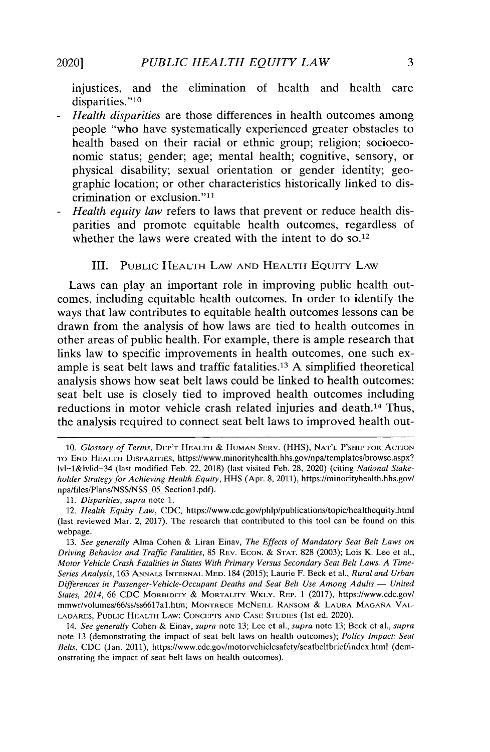injustices, and the elimination of health and health care disparities."[10]

- *Health disparities* are those differences in health outcomes among people "who have systematically experienced greater obstacles to health based on their racial or ethnic group; religion; socioeconomic status; gender; age; mental health; cognitive, sensory, or physical disability; sexual orientation or gender identity; geographic location; or other characteristics historically linked to discrimination or exclusion."[11]
- *Health equity law* refers to laws that prevent or reduce health disparities and promote equitable health outcomes, regardless of whether the laws were created with the intent to do so.[12]

## III. Public Health Law and Health Equity Law

Laws can play an important role in improving public health outcomes, including equitable health outcomes. In order to identify the ways that law contributes to equitable health outcomes lessons can be drawn from the analysis of how laws are tied to health outcomes in other areas of public health. For example, there is ample research that links law to specific improvements in health outcomes, one such example is seat belt laws and traffic fatalities.[13] A simplified theoretical analysis shows how seat belt laws could be linked to health outcomes: seat belt use is closely tied to improved health outcomes including reductions in motor vehicle crash related injuries and death.[14] Thus, the analysis required to connect seat belt laws to improved health out-

---

10. *Glossary of Terms*, Dep't Health & Human Serv. (HHS), Nat'l P'ship for Action to End Health Disparities, https://www.minorityhealth.hhs.gov/npa/templates/browse.aspx?lvl=1&lvlid=34 (last modified Feb. 22, 2018) (last visited Feb. 28, 2020) (citing *National Stakeholder Strategy for Achieving Health Equity*, HHS (Apr. 8, 2011), https://minorityhealth.hhs.gov/npa/files/Plans/NSS/NSS_05_Section1.pdf).

11. *Disparities*, *supra* note 1.

12. *Health Equity Law*, CDC, https://www.cdc.gov/phlp/publications/topic/healthequity.html (last reviewed Mar. 2, 2017). The research that contributed to this tool can be found on this webpage.

13. *See generally* Alma Cohen & Liran Einav, *The Effects of Mandatory Seat Belt Laws on Driving Behavior and Traffic Fatalities*, 85 Rev. Econ. & Stat. 828 (2003); Lois K. Lee et al., *Motor Vehicle Crash Fatalities in States With Primary Versus Secondary Seat Belt Laws. A Time-Series Analysis*, 163 Annals Internal Med. 184 (2015); Laurie F. Beck et al., *Rural and Urban Differences in Passenger-Vehicle-Occupant Deaths and Seat Belt Use Among Adults — United States, 2014*, 66 CDC Morbidity & Mortality Wkly. Rep. 1 (2017), https://www.cdc.gov/mmwr/volumes/66/ss/ss6617a1.htm; Montrece McNeill Ransom & Laura Magaña Valladares, Public Health Law: Concepts and Case Studies (1st ed. 2020).

14. *See generally* Cohen & Einav, *supra* note 13; Lee et al., *supra* note 13; Beck et al., *supra* note 13 (demonstrating the impact of seat belt laws on health outcomes); *Policy Impact: Seat Belts*, CDC (Jan. 2011), https://www.cdc.gov/motorvehiclesafety/seatbeltbrief/index.html (demonstrating the impact of seat belt laws on health outcomes).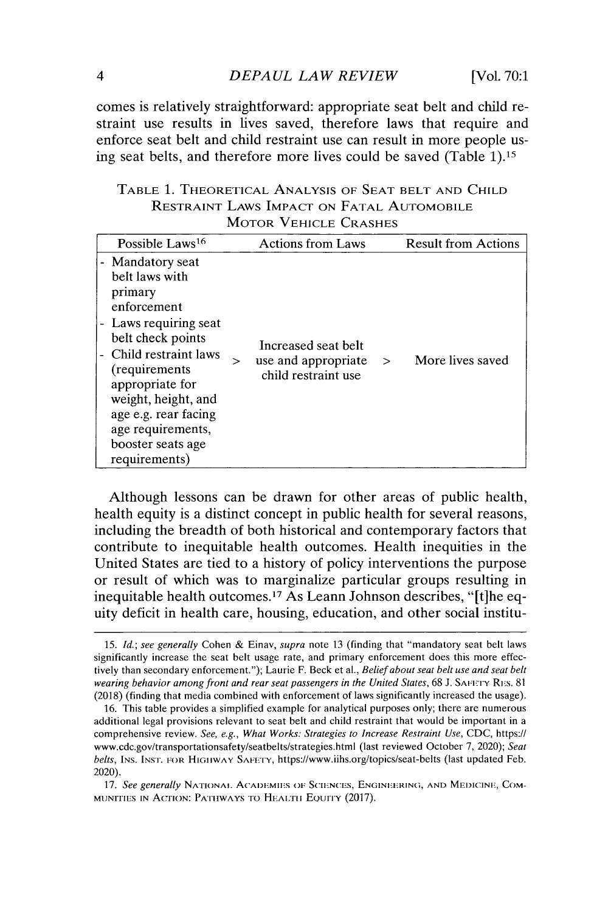comes is relatively straightforward: appropriate seat belt and child restraint use results in lives saved, therefore laws that require and enforce seat belt and child restraint use can result in more people using seat belts, and therefore more lives could be saved (Table 1).[15]

TABLE 1. THEORETICAL ANALYSIS OF SEAT BELT AND CHILD RESTRAINT LAWS IMPACT ON FATAL AUTOMOBILE MOTOR VEHICLE CRASHES

| Possible Laws[16] | | Actions from Laws | | Result from Actions |
|---|---|---|---|---|
| - Mandatory seat belt laws with primary enforcement<br>- Laws requiring seat belt check points<br>- Child restraint laws (requirements appropriate for weight, height, and age e.g. rear facing age requirements, booster seats age requirements) | > | Increased seat belt use and appropriate child restraint use | > | More lives saved |

Although lessons can be drawn for other areas of public health, health equity is a distinct concept in public health for several reasons, including the breadth of both historical and contemporary factors that contribute to inequitable health outcomes. Health inequities in the United States are tied to a history of policy interventions the purpose or result of which was to marginalize particular groups resulting in inequitable health outcomes.[17] As Leann Johnson describes, "[t]he equity deficit in health care, housing, education, and other social institu-

---

15. *Id.*; *see generally* Cohen & Einav, *supra* note 13 (finding that "mandatory seat belt laws significantly increase the seat belt usage rate, and primary enforcement does this more effectively than secondary enforcement."); Laurie F. Beck et al., *Belief about seat belt use and seat belt wearing behavior among front and rear seat passengers in the United States*, 68 J. SAFETY RES. 81 (2018) (finding that media combined with enforcement of laws significantly increased the usage).

16. This table provides a simplified example for analytical purposes only; there are numerous additional legal provisions relevant to seat belt and child restraint that would be important in a comprehensive review. *See, e.g.*, *What Works: Strategies to Increase Restraint Use*, CDC, https://www.cdc.gov/transportationsafety/seatbelts/strategies.html (last reviewed October 7, 2020); *Seat belts*, INS. INST. FOR HIGHWAY SAFETY, https://www.iihs.org/topics/seat-belts (last updated Feb. 2020).

17. *See generally* NATIONAL ACADEMIES OF SCIENCES, ENGINEERING, AND MEDICINE, COMMUNITIES IN ACTION: PATHWAYS TO HEALTH EQUITY (2017).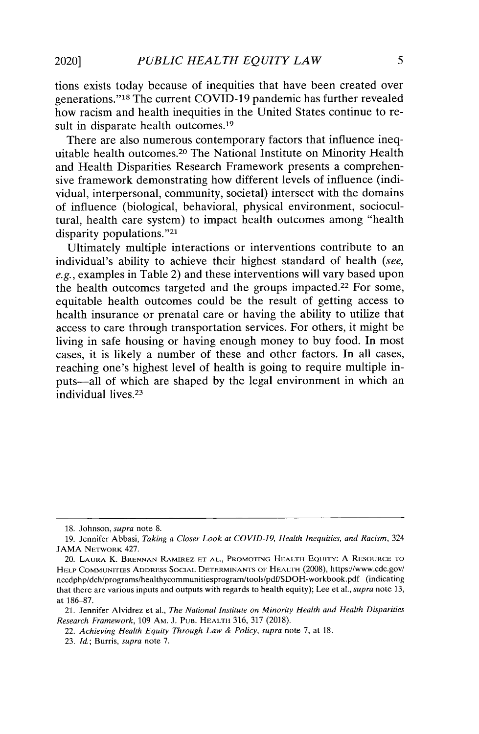tions exists today because of inequities that have been created over generations."[18] The current COVID-19 pandemic has further revealed how racism and health inequities in the United States continue to result in disparate health outcomes.[19]

There are also numerous contemporary factors that influence inequitable health outcomes.[20] The National Institute on Minority Health and Health Disparities Research Framework presents a comprehensive framework demonstrating how different levels of influence (individual, interpersonal, community, societal) intersect with the domains of influence (biological, behavioral, physical environment, sociocultural, health care system) to impact health outcomes among "health disparity populations."[21]

Ultimately multiple interactions or interventions contribute to an individual's ability to achieve their highest standard of health (*see, e.g.*, examples in Table 2) and these interventions will vary based upon the health outcomes targeted and the groups impacted.[22] For some, equitable health outcomes could be the result of getting access to health insurance or prenatal care or having the ability to utilize that access to care through transportation services. For others, it might be living in safe housing or having enough money to buy food. In most cases, it is likely a number of these and other factors. In all cases, reaching one's highest level of health is going to require multiple inputs—all of which are shaped by the legal environment in which an individual lives.[23]

---

18. Johnson, *supra* note 8.

19. Jennifer Abbasi, *Taking a Closer Look at COVID-19, Health Inequities, and Racism*, 324 JAMA NETWORK 427.

20. LAURA K. BRENNAN RAMIREZ ET AL., PROMOTING HEALTH EQUITY: A RESOURCE TO HELP COMMUNITIES ADDRESS SOCIAL DETERMINANTS OF HEALTH (2008), https://www.cdc.gov/nccdphp/dch/programs/healthycommunitiesprogram/tools/pdf/SDOH-workbook.pdf (indicating that there are various inputs and outputs with regards to health equity); Lee et al., *supra* note 13, at 186–87.

21. Jennifer Alvidrez et al., *The National Institute on Minority Health and Health Disparities Research Framework*, 109 AM. J. PUB. HEALTH 316, 317 (2018).

22. *Achieving Health Equity Through Law & Policy*, *supra* note 7, at 18.

23. *Id.*; Burris, *supra* note 7.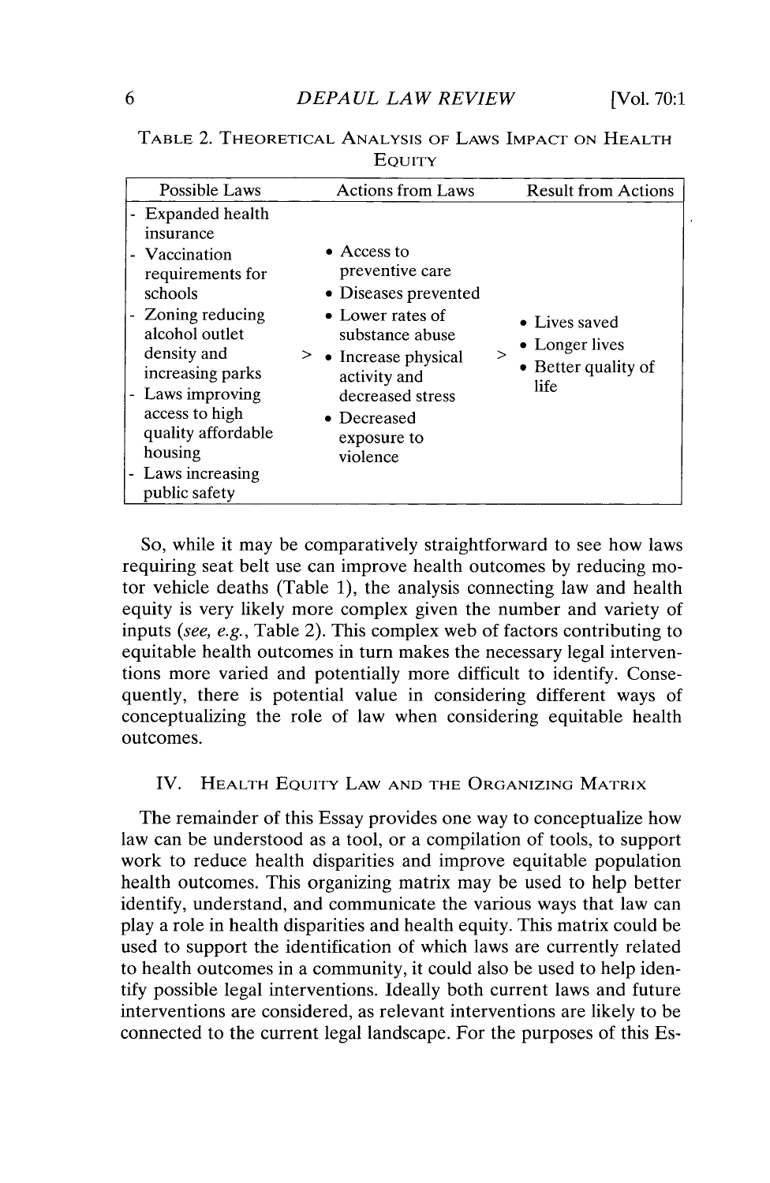TABLE 2. THEORETICAL ANALYSIS OF LAWS IMPACT ON HEALTH EQUITY

| Possible Laws | | Actions from Laws | | Result from Actions |
|---|---|---|---|---|
| - Expanded health insurance<br>- Vaccination requirements for schools<br>- Zoning reducing alcohol outlet density and increasing parks<br>- Laws improving access to high quality affordable housing<br>- Laws increasing public safety | > | • Access to preventive care<br>• Diseases prevented<br>• Lower rates of substance abuse<br>• Increase physical activity and decreased stress<br>• Decreased exposure to violence | > | • Lives saved<br>• Longer lives<br>• Better quality of life |

So, while it may be comparatively straightforward to see how laws requiring seat belt use can improve health outcomes by reducing motor vehicle deaths (Table 1), the analysis connecting law and health equity is very likely more complex given the number and variety of inputs (*see, e.g.*, Table 2). This complex web of factors contributing to equitable health outcomes in turn makes the necessary legal interventions more varied and potentially more difficult to identify. Consequently, there is potential value in considering different ways of conceptualizing the role of law when considering equitable health outcomes.

## IV. HEALTH EQUITY LAW AND THE ORGANIZING MATRIX

The remainder of this Essay provides one way to conceptualize how law can be understood as a tool, or a compilation of tools, to support work to reduce health disparities and improve equitable population health outcomes. This organizing matrix may be used to help better identify, understand, and communicate the various ways that law can play a role in health disparities and health equity. This matrix could be used to support the identification of which laws are currently related to health outcomes in a community, it could also be used to help identify possible legal interventions. Ideally both current laws and future interventions are considered, as relevant interventions are likely to be connected to the current legal landscape. For the purposes of this Es-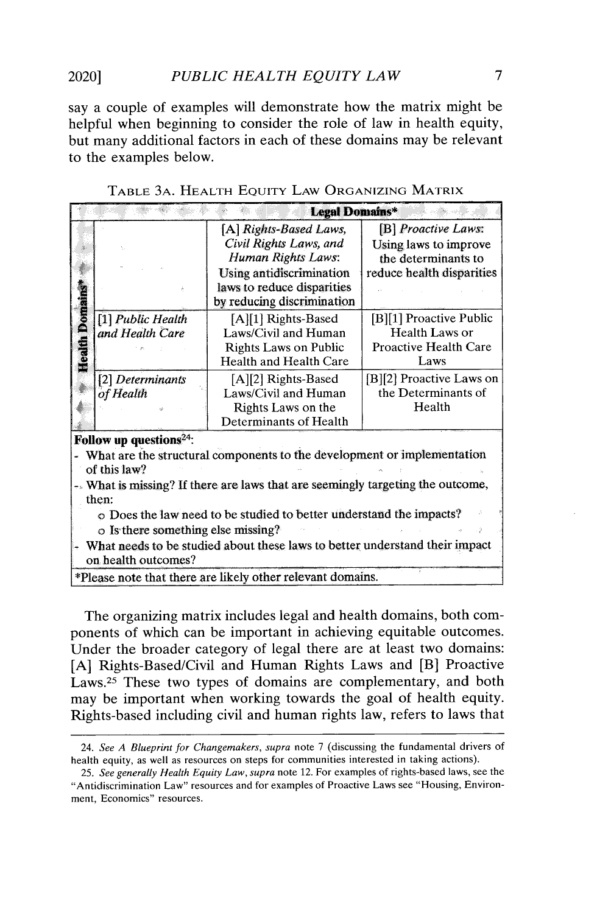say a couple of examples will demonstrate how the matrix might be helpful when beginning to consider the role of law in health equity, but many additional factors in each of these domains may be relevant to the examples below.

TABLE 3A. HEALTH EQUITY LAW ORGANIZING MATRIX

| | | Legal Domains* | |
|---|---|---|---|
| Health Domains* | | [A] *Rights-Based Laws, Civil Rights Laws, and Human Rights Laws*: Using antidiscrimination laws to reduce disparities by reducing discrimination | [B] *Proactive Laws*: Using laws to improve the determinants to reduce health disparities |
| | [1] *Public Health and Health Care* | [A][1] Rights-Based Laws/Civil and Human Rights Laws on Public Health and Health Care | [B][1] Proactive Public Health Laws or Proactive Health Care Laws |
| | [2] *Determinants of Health* | [A][2] Rights-Based Laws/Civil and Human Rights Laws on the Determinants of Health | [B][2] Proactive Laws on the Determinants of Health |

**Follow up questions**[24]:

- What are the structural components to the development or implementation of this law?
- What is missing? If there are laws that are seemingly targeting the outcome, then:
  - Does the law need to be studied to better understand the impacts?
  - Is there something else missing?
- What needs to be studied about these laws to better understand their impact on health outcomes?

*Please note that there are likely other relevant domains.

The organizing matrix includes legal and health domains, both components of which can be important in achieving equitable outcomes. Under the broader category of legal there are at least two domains: [A] Rights-Based/Civil and Human Rights Laws and [B] Proactive Laws.[25] These two types of domains are complementary, and both may be important when working towards the goal of health equity. Rights-based including civil and human rights law, refers to laws that

24. *See A Blueprint for Changemakers*, *supra* note 7 (discussing the fundamental drivers of health equity, as well as resources on steps for communities interested in taking actions).

25. *See generally Health Equity Law*, *supra* note 12. For examples of rights-based laws, see the "Antidiscrimination Law" resources and for examples of Proactive Laws see "Housing, Environment, Economics" resources.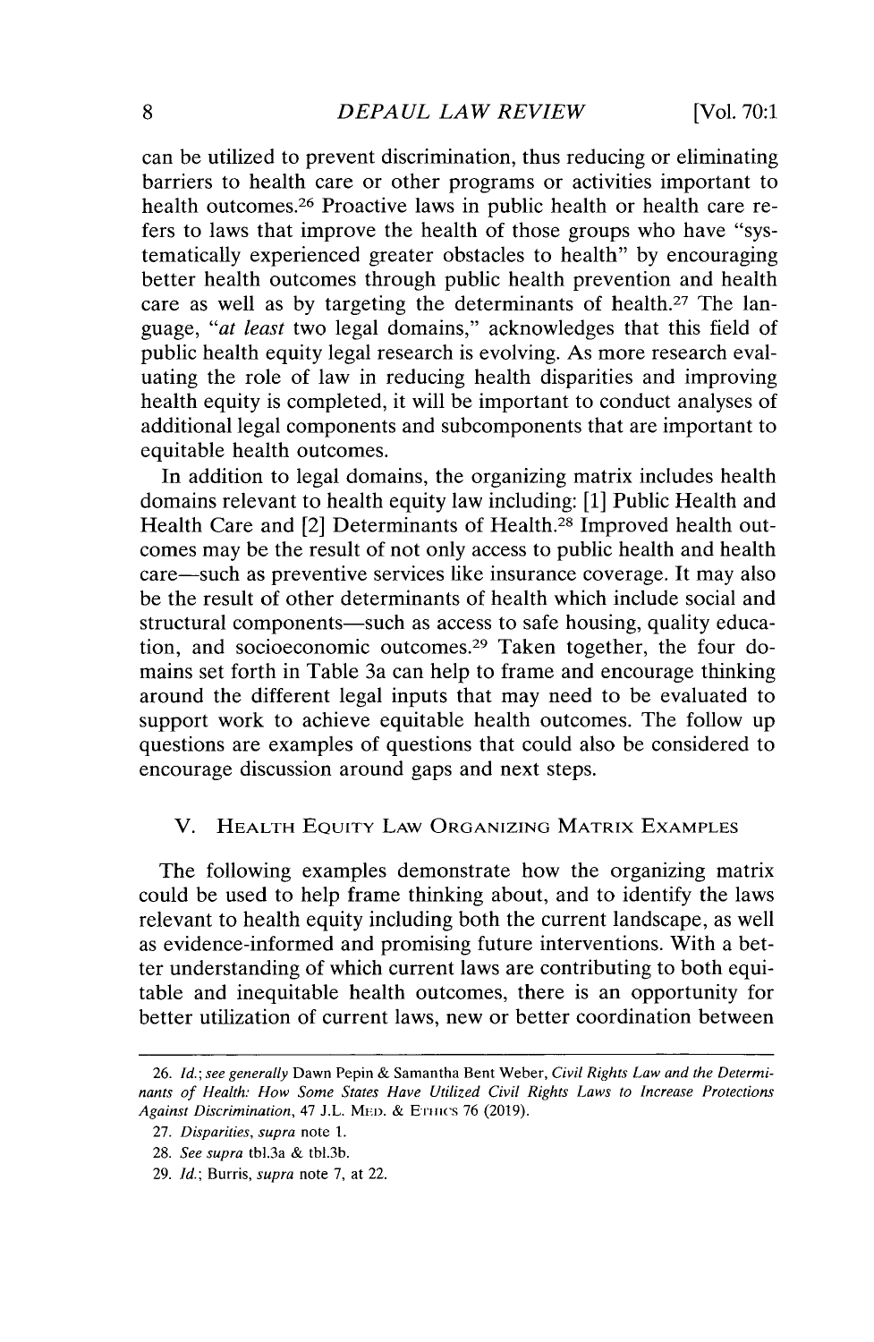can be utilized to prevent discrimination, thus reducing or eliminating barriers to health care or other programs or activities important to health outcomes.[26] Proactive laws in public health or health care refers to laws that improve the health of those groups who have "systematically experienced greater obstacles to health" by encouraging better health outcomes through public health prevention and health care as well as by targeting the determinants of health.[27] The language, "*at least* two legal domains," acknowledges that this field of public health equity legal research is evolving. As more research evaluating the role of law in reducing health disparities and improving health equity is completed, it will be important to conduct analyses of additional legal components and subcomponents that are important to equitable health outcomes.

In addition to legal domains, the organizing matrix includes health domains relevant to health equity law including: [1] Public Health and Health Care and [2] Determinants of Health.[28] Improved health outcomes may be the result of not only access to public health and health care—such as preventive services like insurance coverage. It may also be the result of other determinants of health which include social and structural components—such as access to safe housing, quality education, and socioeconomic outcomes.[29] Taken together, the four domains set forth in Table 3a can help to frame and encourage thinking around the different legal inputs that may need to be evaluated to support work to achieve equitable health outcomes. The follow up questions are examples of questions that could also be considered to encourage discussion around gaps and next steps.

## V. Health Equity Law Organizing Matrix Examples

The following examples demonstrate how the organizing matrix could be used to help frame thinking about, and to identify the laws relevant to health equity including both the current landscape, as well as evidence-informed and promising future interventions. With a better understanding of which current laws are contributing to both equitable and inequitable health outcomes, there is an opportunity for better utilization of current laws, new or better coordination between

---

26. *Id.*; *see generally* Dawn Pepin & Samantha Bent Weber, *Civil Rights Law and the Determinants of Health: How Some States Have Utilized Civil Rights Laws to Increase Protections Against Discrimination*, 47 J.L. Med. & Ethics 76 (2019).

27. *Disparities*, *supra* note 1.

28. *See supra* tbl.3a & tbl.3b.

29. *Id.*; Burris, *supra* note 7, at 22.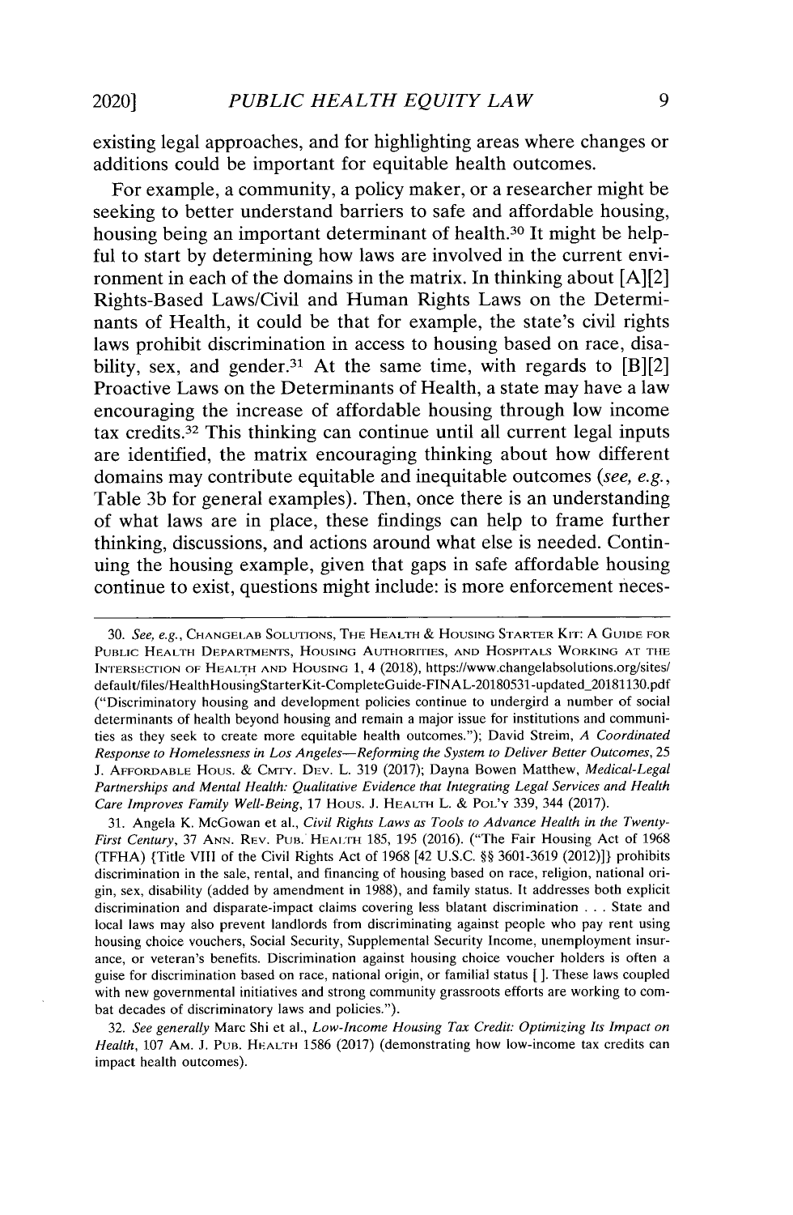existing legal approaches, and for highlighting areas where changes or additions could be important for equitable health outcomes.

For example, a community, a policy maker, or a researcher might be seeking to better understand barriers to safe and affordable housing, housing being an important determinant of health.[30] It might be helpful to start by determining how laws are involved in the current environment in each of the domains in the matrix. In thinking about [A][2] Rights-Based Laws/Civil and Human Rights Laws on the Determinants of Health, it could be that for example, the state's civil rights laws prohibit discrimination in access to housing based on race, disability, sex, and gender.[31] At the same time, with regards to [B][2] Proactive Laws on the Determinants of Health, a state may have a law encouraging the increase of affordable housing through low income tax credits.[32] This thinking can continue until all current legal inputs are identified, the matrix encouraging thinking about how different domains may contribute equitable and inequitable outcomes (*see, e.g.*, Table 3b for general examples). Then, once there is an understanding of what laws are in place, these findings can help to frame further thinking, discussions, and actions around what else is needed. Continuing the housing example, given that gaps in safe affordable housing continue to exist, questions might include: is more enforcement neces-

---

30. *See, e.g.*, CHANGELAB SOLUTIONS, THE HEALTH & HOUSING STARTER KIT: A GUIDE FOR PUBLIC HEALTH DEPARTMENTS, HOUSING AUTHORITIES, AND HOSPITALS WORKING AT THE INTERSECTION OF HEALTH AND HOUSING 1, 4 (2018), https://www.changelabsolutions.org/sites/default/files/HealthHousingStarterKit-CompleteGuide-FINAL-20180531-updated_20181130.pdf ("Discriminatory housing and development policies continue to undergird a number of social determinants of health beyond housing and remain a major issue for institutions and communities as they seek to create more equitable health outcomes."); David Streim, *A Coordinated Response to Homelessness in Los Angeles—Reforming the System to Deliver Better Outcomes*, 25 J. AFFORDABLE HOUS. & CMTY. DEV. L. 319 (2017); Dayna Bowen Matthew, *Medical-Legal Partnerships and Mental Health: Qualitative Evidence that Integrating Legal Services and Health Care Improves Family Well-Being*, 17 HOUS. J. HEALTH L. & POL'Y 339, 344 (2017).

31. Angela K. McGowan et al., *Civil Rights Laws as Tools to Advance Health in the Twenty-First Century*, 37 ANN. REV. PUB. HEALTH 185, 195 (2016). ("The Fair Housing Act of 1968 (TFHA) {Title VIII of the Civil Rights Act of 1968 [42 U.S.C. §§ 3601-3619 (2012)]} prohibits discrimination in the sale, rental, and financing of housing based on race, religion, national origin, sex, disability (added by amendment in 1988), and family status. It addresses both explicit discrimination and disparate-impact claims covering less blatant discrimination . . . State and local laws may also prevent landlords from discriminating against people who pay rent using housing choice vouchers, Social Security, Supplemental Security Income, unemployment insurance, or veteran's benefits. Discrimination against housing choice voucher holders is often a guise for discrimination based on race, national origin, or familial status [ ]. These laws coupled with new governmental initiatives and strong community grassroots efforts are working to combat decades of discriminatory laws and policies.").

32. *See generally* Marc Shi et al., *Low-Income Housing Tax Credit: Optimizing Its Impact on Health*, 107 AM. J. PUB. HEALTH 1586 (2017) (demonstrating how low-income tax credits can impact health outcomes).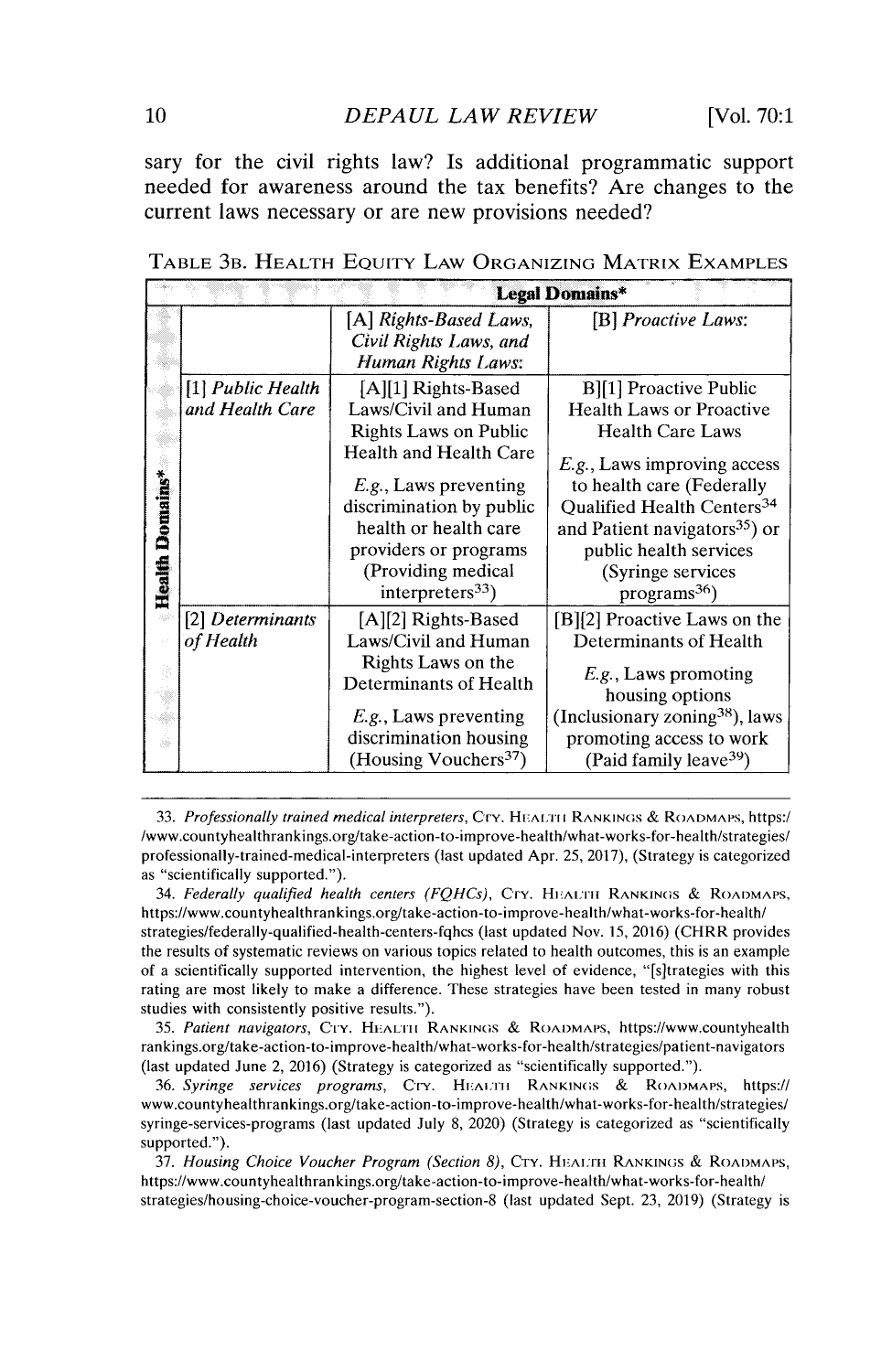sary for the civil rights law? Is additional programmatic support needed for awareness around the tax benefits? Are changes to the current laws necessary or are new provisions needed?

TABLE 3B. HEALTH EQUITY LAW ORGANIZING MATRIX EXAMPLES

| | | Legal Domains* | |
|---|---|---|---|
| | | [A] *Rights-Based Laws, Civil Rights Laws, and Human Rights Laws*: | [B] *Proactive Laws*: |
| Health Domains* | [1] *Public Health and Health Care* | [A][1] Rights-Based Laws/Civil and Human Rights Laws on Public Health and Health Care<br><br>*E.g.*, Laws preventing discrimination by public health or health care providers or programs (Providing medical interpreters[33]) | B][1] Proactive Public Health Laws or Proactive Health Care Laws<br><br>*E.g.*, Laws improving access to health care (Federally Qualified Health Centers[34] and Patient navigators[35]) or public health services (Syringe services programs[36]) |
| | [2] *Determinants of Health* | [A][2] Rights-Based Laws/Civil and Human Rights Laws on the Determinants of Health<br><br>*E.g.*, Laws preventing discrimination housing (Housing Vouchers[37]) | [B][2] Proactive Laws on the Determinants of Health<br><br>*E.g.*, Laws promoting housing options (Inclusionary zoning[38]), laws promoting access to work (Paid family leave[39]) |

33. *Professionally trained medical interpreters*, CTY. HEALTH RANKINGS & ROADMAPS, https://www.countyhealthrankings.org/take-action-to-improve-health/what-works-for-health/strategies/professionally-trained-medical-interpreters (last updated Apr. 25, 2017), (Strategy is categorized as "scientifically supported.").

34. *Federally qualified health centers (FQHCs)*, CTY. HEALTH RANKINGS & ROADMAPS, https://www.countyhealthrankings.org/take-action-to-improve-health/what-works-for-health/strategies/federally-qualified-health-centers-fqhcs (last updated Nov. 15, 2016) (CHRR provides the results of systematic reviews on various topics related to health outcomes, this is an example of a scientifically supported intervention, the highest level of evidence, "[s]trategies with this rating are most likely to make a difference. These strategies have been tested in many robust studies with consistently positive results.").

35. *Patient navigators*, CTY. HEALTH RANKINGS & ROADMAPS, https://www.countyhealthrankings.org/take-action-to-improve-health/what-works-for-health/strategies/patient-navigators (last updated June 2, 2016) (Strategy is categorized as "scientifically supported.").

36. *Syringe services programs*, CTY. HEALTH RANKINGS & ROADMAPS, https://www.countyhealthrankings.org/take-action-to-improve-health/what-works-for-health/strategies/syringe-services-programs (last updated July 8, 2020) (Strategy is categorized as "scientifically supported.").

37. *Housing Choice Voucher Program (Section 8)*, CTY. HEALTH RANKINGS & ROADMAPS, https://www.countyhealthrankings.org/take-action-to-improve-health/what-works-for-health/strategies/housing-choice-voucher-program-section-8 (last updated Sept. 23, 2019) (Strategy is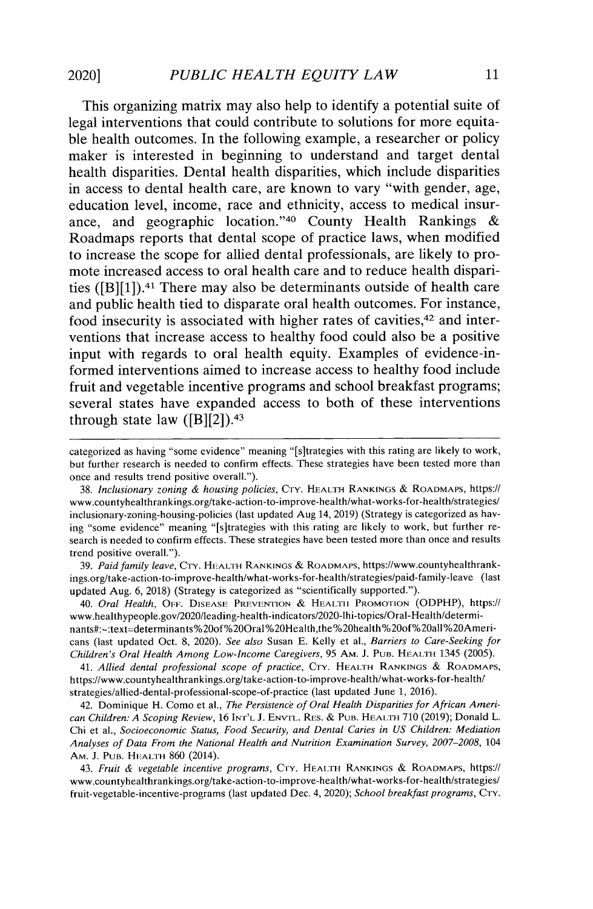This organizing matrix may also help to identify a potential suite of legal interventions that could contribute to solutions for more equitable health outcomes. In the following example, a researcher or policy maker is interested in beginning to understand and target dental health disparities. Dental health disparities, which include disparities in access to dental health care, are known to vary "with gender, age, education level, income, race and ethnicity, access to medical insurance, and geographic location."[40] County Health Rankings & Roadmaps reports that dental scope of practice laws, when modified to increase the scope for allied dental professionals, are likely to promote increased access to oral health care and to reduce health disparities ([B][1]).[41] There may also be determinants outside of health care and public health tied to disparate oral health outcomes. For instance, food insecurity is associated with higher rates of cavities,[42] and interventions that increase access to healthy food could also be a positive input with regards to oral health equity. Examples of evidence-informed interventions aimed to increase access to healthy food include fruit and vegetable incentive programs and school breakfast programs; several states have expanded access to both of these interventions through state law ([B][2]).[43]

---

categorized as having "some evidence" meaning "[s]trategies with this rating are likely to work, but further research is needed to confirm effects. These strategies have been tested more than once and results trend positive overall.").

38. *Inclusionary zoning & housing policies*, CTY. HEALTH RANKINGS & ROADMAPS, https://www.countyhealthrankings.org/take-action-to-improve-health/what-works-for-health/strategies/inclusionary-zoning-housing-policies (last updated Aug 14, 2019) (Strategy is categorized as having "some evidence" meaning "[s]trategies with this rating are likely to work, but further research is needed to confirm effects. These strategies have been tested more than once and results trend positive overall.").

39. *Paid family leave*, CTY. HEALTH RANKINGS & ROADMAPS, https://www.countyhealthrankings.org/take-action-to-improve-health/what-works-for-health/strategies/paid-family-leave (last updated Aug. 6, 2018) (Strategy is categorized as "scientifically supported.").

40. *Oral Health*, OFF. DISEASE PREVENTION & HEALTH PROMOTION (ODPHP), https://www.healthypeople.gov/2020/leading-health-indicators/2020-lhi-topics/Oral-Health/determinants#:~:text=determinants%20of%20Oral%20Health,the%20health%20of%20all%20Americans (last updated Oct. 8, 2020). *See also* Susan E. Kelly et al., *Barriers to Care-Seeking for Children's Oral Health Among Low-Income Caregivers*, 95 AM. J. PUB. HEALTH 1345 (2005).

41. *Allied dental professional scope of practice*, CTY. HEALTH RANKINGS & ROADMAPS, https://www.countyhealthrankings.org/take-action-to-improve-health/what-works-for-health/strategies/allied-dental-professional-scope-of-practice (last updated June 1, 2016).

42. Dominique H. Como et al., *The Persistence of Oral Health Disparities for African American Children: A Scoping Review*, 16 INT'L J. ENVTL. RES. & PUB. HEALTH 710 (2019); Donald L. Chi et al., *Socioeconomic Status, Food Security, and Dental Caries in US Children: Mediation Analyses of Data From the National Health and Nutrition Examination Survey, 2007–2008*, 104 AM. J. PUB. HEALTH 860 (2014).

43. *Fruit & vegetable incentive programs*, CTY. HEALTH RANKINGS & ROADMAPS, https://www.countyhealthrankings.org/take-action-to-improve-health/what-works-for-health/strategies/fruit-vegetable-incentive-programs (last updated Dec. 4, 2020); *School breakfast programs*, CTY.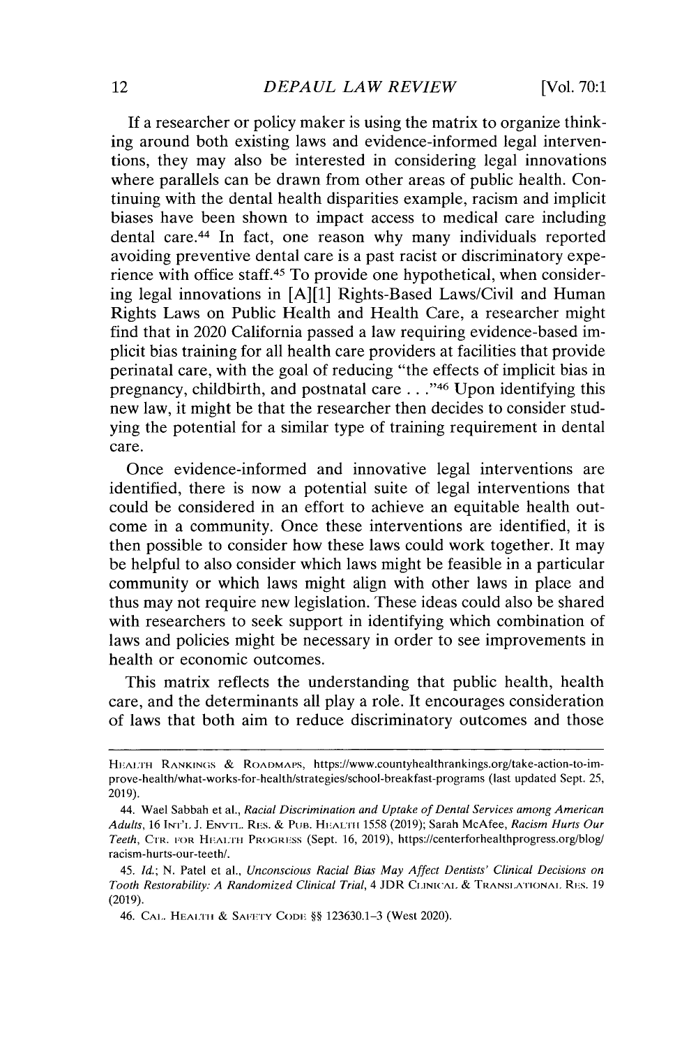If a researcher or policy maker is using the matrix to organize thinking around both existing laws and evidence-informed legal interventions, they may also be interested in considering legal innovations where parallels can be drawn from other areas of public health. Continuing with the dental health disparities example, racism and implicit biases have been shown to impact access to medical care including dental care.[44] In fact, one reason why many individuals reported avoiding preventive dental care is a past racist or discriminatory experience with office staff.[45] To provide one hypothetical, when considering legal innovations in [A][1] Rights-Based Laws/Civil and Human Rights Laws on Public Health and Health Care, a researcher might find that in 2020 California passed a law requiring evidence-based implicit bias training for all health care providers at facilities that provide perinatal care, with the goal of reducing "the effects of implicit bias in pregnancy, childbirth, and postnatal care . . ."[46] Upon identifying this new law, it might be that the researcher then decides to consider studying the potential for a similar type of training requirement in dental care.

Once evidence-informed and innovative legal interventions are identified, there is now a potential suite of legal interventions that could be considered in an effort to achieve an equitable health outcome in a community. Once these interventions are identified, it is then possible to consider how these laws could work together. It may be helpful to also consider which laws might be feasible in a particular community or which laws might align with other laws in place and thus may not require new legislation. These ideas could also be shared with researchers to seek support in identifying which combination of laws and policies might be necessary in order to see improvements in health or economic outcomes.

This matrix reflects the understanding that public health, health care, and the determinants all play a role. It encourages consideration of laws that both aim to reduce discriminatory outcomes and those

---

HEALTH RANKINGS & ROADMAPS, https://www.countyhealthrankings.org/take-action-to-improve-health/what-works-for-health/strategies/school-breakfast-programs (last updated Sept. 25, 2019).

44. Wael Sabbah et al., *Racial Discrimination and Uptake of Dental Services among American Adults*, 16 INT'L J. ENVTL. RES. & PUB. HEALTH 1558 (2019); Sarah McAfee, *Racism Hurts Our Teeth*, CTR. FOR HEALTH PROGRESS (Sept. 16, 2019), https://centerforhealthprogress.org/blog/racism-hurts-our-teeth/.

45. *Id.*; N. Patel et al., *Unconscious Racial Bias May Affect Dentists' Clinical Decisions on Tooth Restorability: A Randomized Clinical Trial*, 4 JDR CLINICAL & TRANSLATIONAL RES. 19 (2019).

46. CAL. HEALTH & SAFETY CODE §§ 123630.1–3 (West 2020).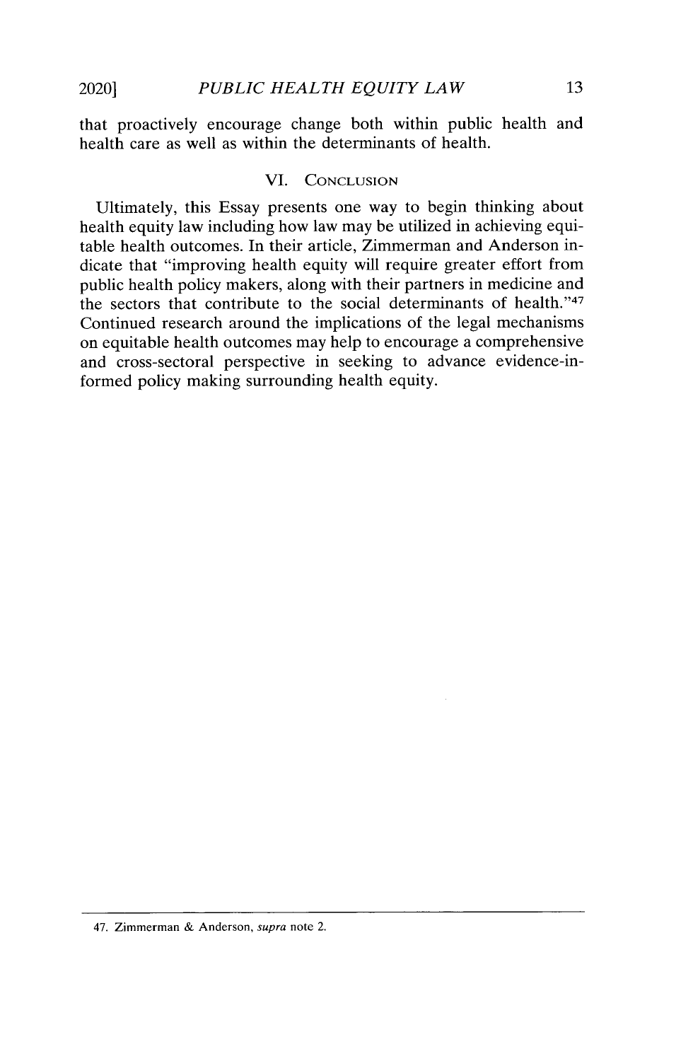that proactively encourage change both within public health and health care as well as within the determinants of health.

## VI. Conclusion

Ultimately, this Essay presents one way to begin thinking about health equity law including how law may be utilized in achieving equitable health outcomes. In their article, Zimmerman and Anderson indicate that "improving health equity will require greater effort from public health policy makers, along with their partners in medicine and the sectors that contribute to the social determinants of health."[47] Continued research around the implications of the legal mechanisms on equitable health outcomes may help to encourage a comprehensive and cross-sectoral perspective in seeking to advance evidence-informed policy making surrounding health equity.

---

47. Zimmerman & Anderson, *supra* note 2.